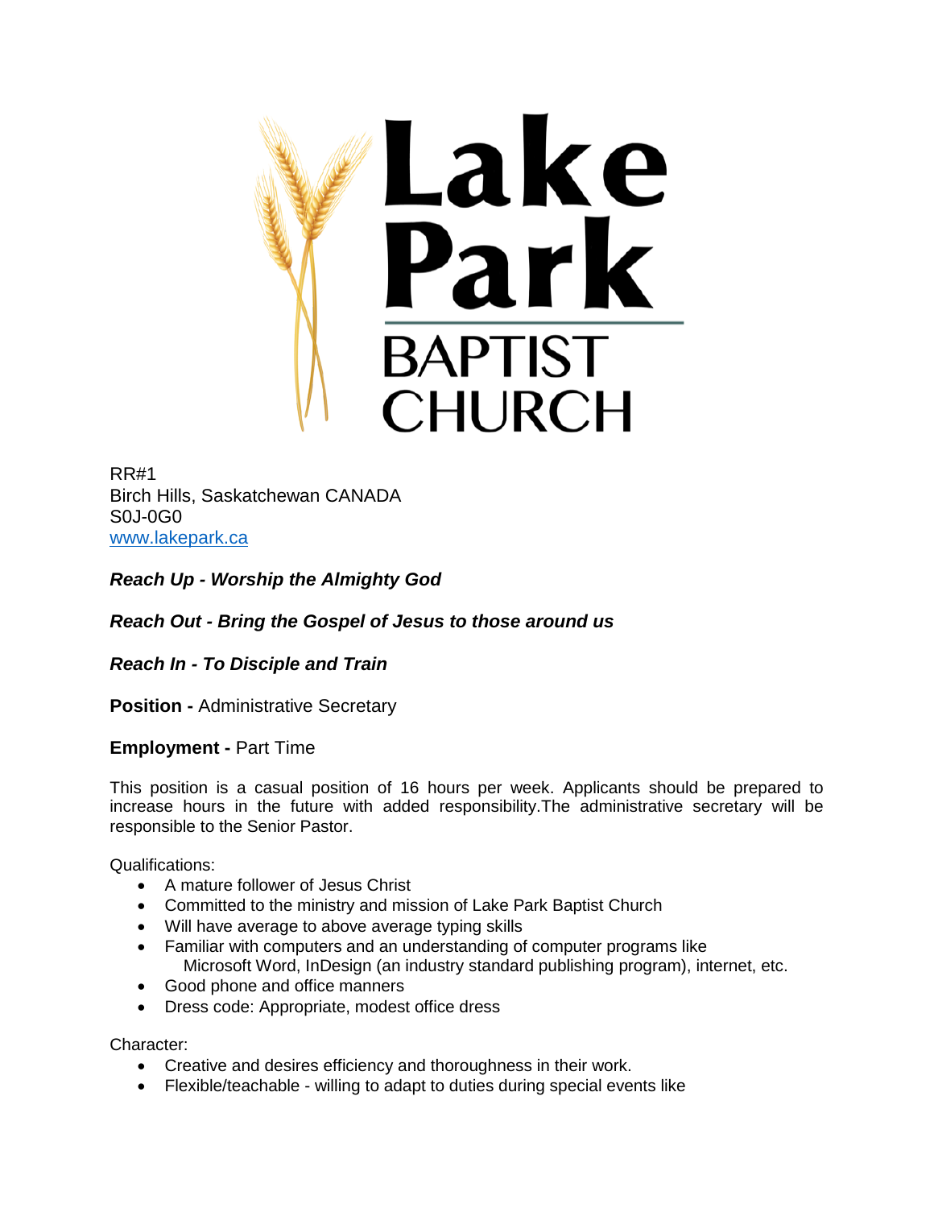# Lake Park BAPTIST CHURCH

RR#1
Birch Hills, Saskatchewan CANADA
S0J-0G0
[www.lakepark.ca](http://www.lakepark.ca)

***Reach Up - Worship the Almighty God***

***Reach Out - Bring the Gospel of Jesus to those around us***

***Reach In - To Disciple and Train***

**Position -** Administrative Secretary

**Employment -** Part Time

This position is a casual position of 16 hours per week. Applicants should be prepared to increase hours in the future with added responsibility.The administrative secretary will be responsible to the Senior Pastor.

Qualifications:

- A mature follower of Jesus Christ
- Committed to the ministry and mission of Lake Park Baptist Church
- Will have average to above average typing skills
- Familiar with computers and an understanding of computer programs like Microsoft Word, InDesign (an industry standard publishing program), internet, etc.
- Good phone and office manners
- Dress code: Appropriate, modest office dress

Character:

- Creative and desires efficiency and thoroughness in their work.
- Flexible/teachable - willing to adapt to duties during special events like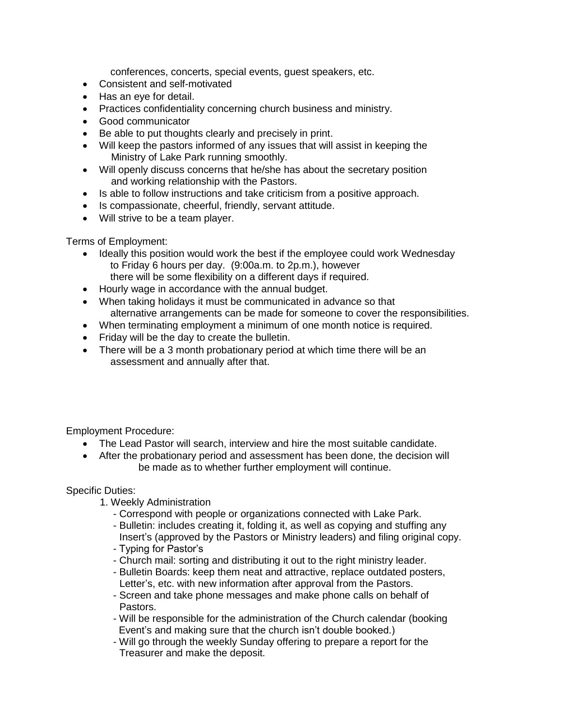conferences, concerts, special events, guest speakers, etc.

- Consistent and self-motivated
- Has an eye for detail.
- Practices confidentiality concerning church business and ministry.
- Good communicator
- Be able to put thoughts clearly and precisely in print.
- Will keep the pastors informed of any issues that will assist in keeping the Ministry of Lake Park running smoothly.
- Will openly discuss concerns that he/she has about the secretary position and working relationship with the Pastors.
- Is able to follow instructions and take criticism from a positive approach.
- Is compassionate, cheerful, friendly, servant attitude.
- Will strive to be a team player.

Terms of Employment:

- Ideally this position would work the best if the employee could work Wednesday to Friday 6 hours per day. (9:00a.m. to 2p.m.), however there will be some flexibility on a different days if required.
- Hourly wage in accordance with the annual budget.
- When taking holidays it must be communicated in advance so that alternative arrangements can be made for someone to cover the responsibilities.
- When terminating employment a minimum of one month notice is required.
- Friday will be the day to create the bulletin.
- There will be a 3 month probationary period at which time there will be an assessment and annually after that.

Employment Procedure:

- The Lead Pastor will search, interview and hire the most suitable candidate.
- After the probationary period and assessment has been done, the decision will be made as to whether further employment will continue.

Specific Duties:

1. Weekly Administration
   - Correspond with people or organizations connected with Lake Park.
   - Bulletin: includes creating it, folding it, as well as copying and stuffing any Insert's (approved by the Pastors or Ministry leaders) and filing original copy.
   - Typing for Pastor's
   - Church mail: sorting and distributing it out to the right ministry leader.
   - Bulletin Boards: keep them neat and attractive, replace outdated posters, Letter's, etc. with new information after approval from the Pastors.
   - Screen and take phone messages and make phone calls on behalf of Pastors.
   - Will be responsible for the administration of the Church calendar (booking Event's and making sure that the church isn't double booked.)
   - Will go through the weekly Sunday offering to prepare a report for the Treasurer and make the deposit.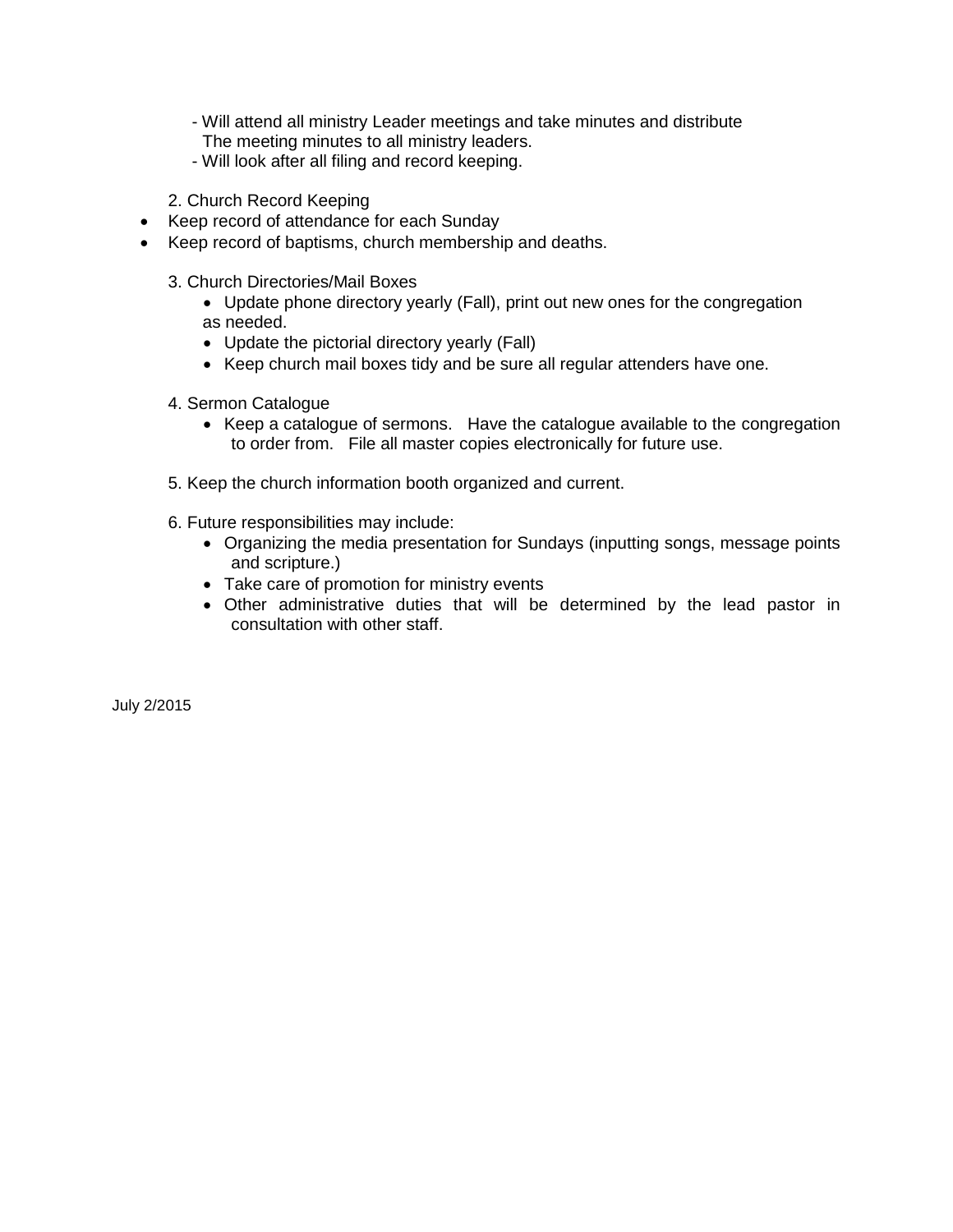- Will attend all ministry Leader meetings and take minutes and distribute The meeting minutes to all ministry leaders.
- Will look after all filing and record keeping.

2. Church Record Keeping

- Keep record of attendance for each Sunday
- Keep record of baptisms, church membership and deaths.

3. Church Directories/Mail Boxes

- Update phone directory yearly (Fall), print out new ones for the congregation as needed.
- Update the pictorial directory yearly (Fall)
- Keep church mail boxes tidy and be sure all regular attenders have one.

4. Sermon Catalogue

- Keep a catalogue of sermons. Have the catalogue available to the congregation to order from. File all master copies electronically for future use.

5. Keep the church information booth organized and current.

6. Future responsibilities may include:

- Organizing the media presentation for Sundays (inputting songs, message points and scripture.)
- Take care of promotion for ministry events
- Other administrative duties that will be determined by the lead pastor in consultation with other staff.

July 2/2015